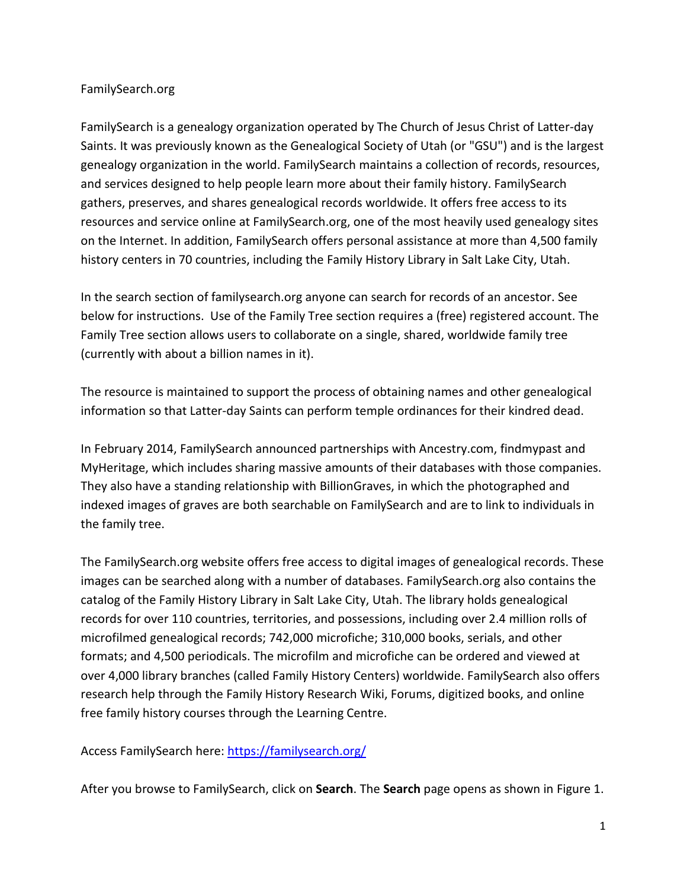FamilySearch.org

FamilySearch is a genealogy organization operated by The Church of Jesus Christ of Latter-day Saints. It was previously known as the Genealogical Society of Utah (or "GSU") and is the largest genealogy organization in the world. FamilySearch maintains a collection of records, resources, and services designed to help people learn more about their family history. FamilySearch gathers, preserves, and shares genealogical records worldwide. It offers free access to its resources and service online at FamilySearch.org, one of the most heavily used genealogy sites on the Internet. In addition, FamilySearch offers personal assistance at more than 4,500 family history centers in 70 countries, including the Family History Library in Salt Lake City, Utah.

In the search section of familysearch.org anyone can search for records of an ancestor. See below for instructions. Use of the Family Tree section requires a (free) registered account. The Family Tree section allows users to collaborate on a single, shared, worldwide family tree (currently with about a billion names in it).

The resource is maintained to support the process of obtaining names and other genealogical information so that Latter-day Saints can perform temple ordinances for their kindred dead.

In February 2014, FamilySearch announced partnerships with Ancestry.com, findmypast and MyHeritage, which includes sharing massive amounts of their databases with those companies. They also have a standing relationship with BillionGraves, in which the photographed and indexed images of graves are both searchable on FamilySearch and are to link to individuals in the family tree.

The FamilySearch.org website offers free access to digital images of genealogical records. These images can be searched along with a number of databases. FamilySearch.org also contains the catalog of the Family History Library in Salt Lake City, Utah. The library holds genealogical records for over 110 countries, territories, and possessions, including over 2.4 million rolls of microfilmed genealogical records; 742,000 microfiche; 310,000 books, serials, and other formats; and 4,500 periodicals. The microfilm and microfiche can be ordered and viewed at over 4,000 library branches (called Family History Centers) worldwide. FamilySearch also offers research help through the Family History Research Wiki, Forums, digitized books, and online free family history courses through the Learning Centre.

Access FamilySearch here: [https://familysearch.org/](https://familysearch.org/)

After you browse to FamilySearch, click on **Search**. The **Search** page opens as shown in Figure 1.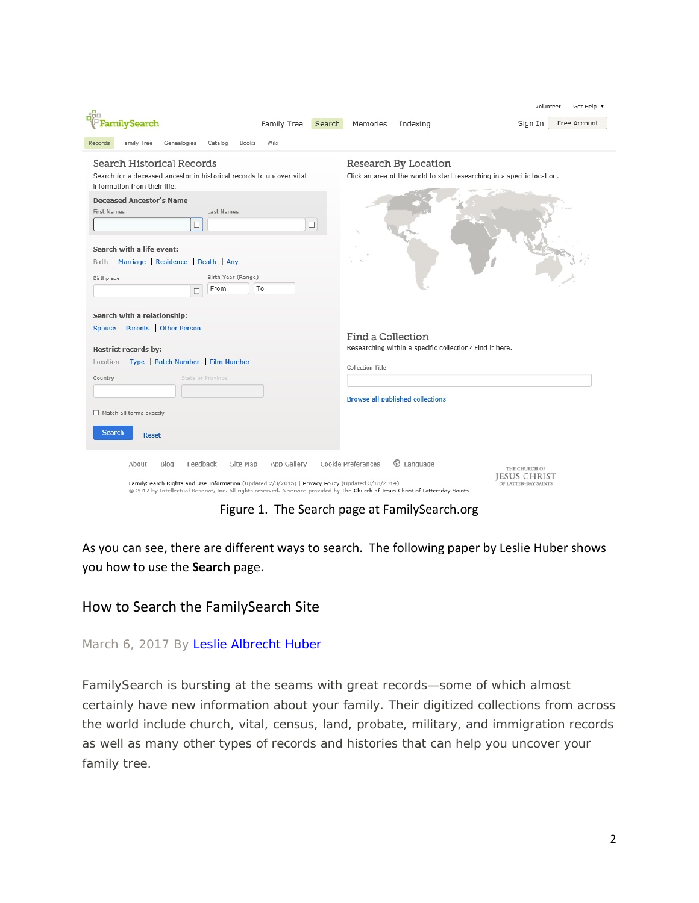Figure 1. The Search page at FamilySearch.org

As you can see, there are different ways to search. The following paper by Leslie Huber shows you how to use the **Search** page.

## How to Search the FamilySearch Site

March 6, 2017 By Leslie Albrecht Huber

FamilySearch is bursting at the seams with great records—some of which almost certainly have new information about your family. Their digitized collections from across the world include church, vital, census, land, probate, military, and immigration records as well as many other types of records and histories that can help you uncover your family tree.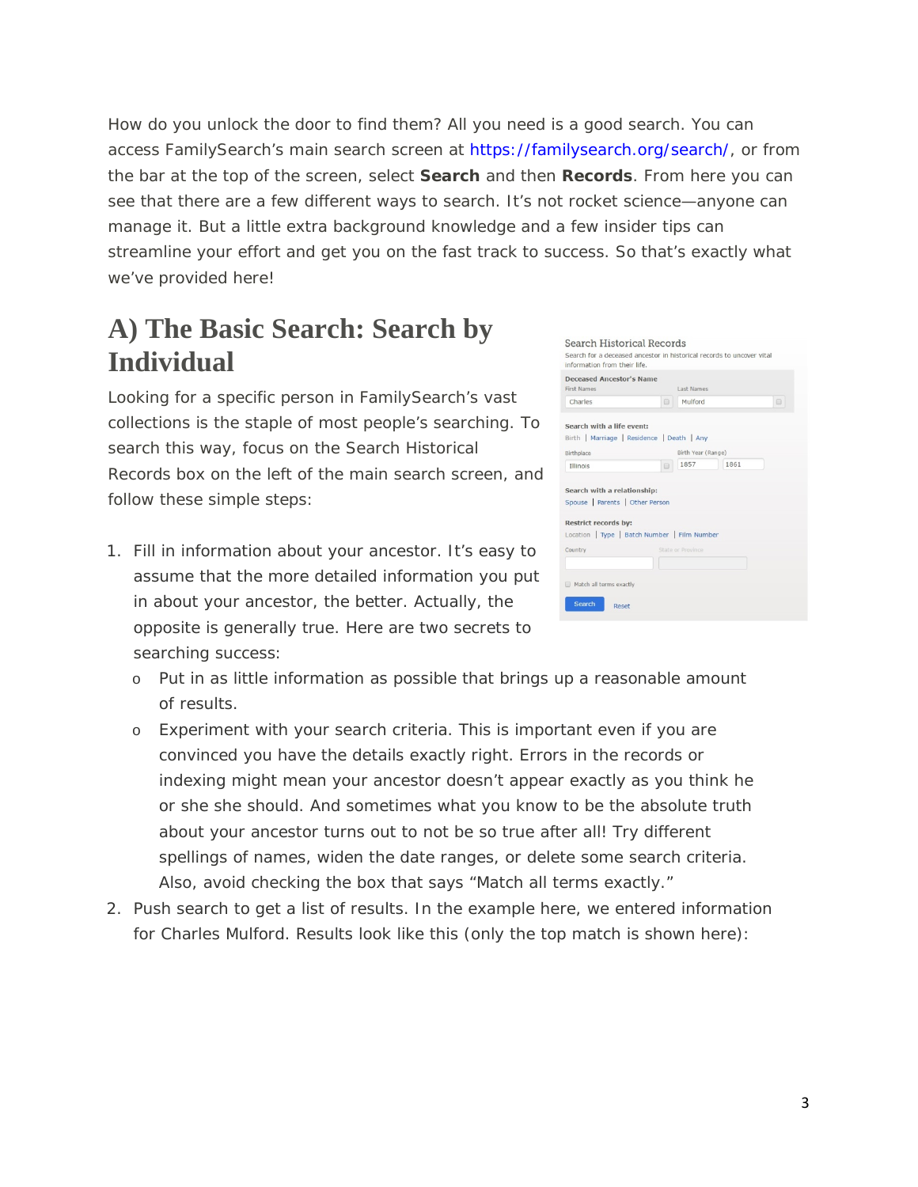How do you unlock the door to find them? All you need is a good search. You can access FamilySearch's main search screen at https://familysearch.org/search/, or from the bar at the top of the screen, select **Search** and then **Records**. From here you can see that there are a few different ways to search. It's not rocket science—anyone can manage it. But a little extra background knowledge and a few insider tips can streamline your effort and get you on the fast track to success. So that's exactly what we've provided here!

## A) The Basic Search: Search by Individual

Looking for a specific person in FamilySearch's vast collections is the staple of most people's searching. To search this way, focus on the Search Historical Records box on the left of the main search screen, and follow these simple steps:

1. Fill in information about your ancestor. It's easy to assume that the more detailed information you put in about your ancestor, the better. Actually, the opposite is generally true. Here are two secrets to searching success:
   - Put in as little information as possible that brings up a reasonable amount of results.
   - Experiment with your search criteria. This is important even if you are convinced you have the details exactly right. Errors in the records or indexing might mean your ancestor doesn't appear exactly as you think he or she she should. And sometimes what you know to be the absolute truth about your ancestor turns out to not be so true after all! Try different spellings of names, widen the date ranges, or delete some search criteria. Also, avoid checking the box that says "Match all terms exactly."
2. Push search to get a list of results. In the example here, we entered information for Charles Mulford. Results look like this (only the top match is shown here):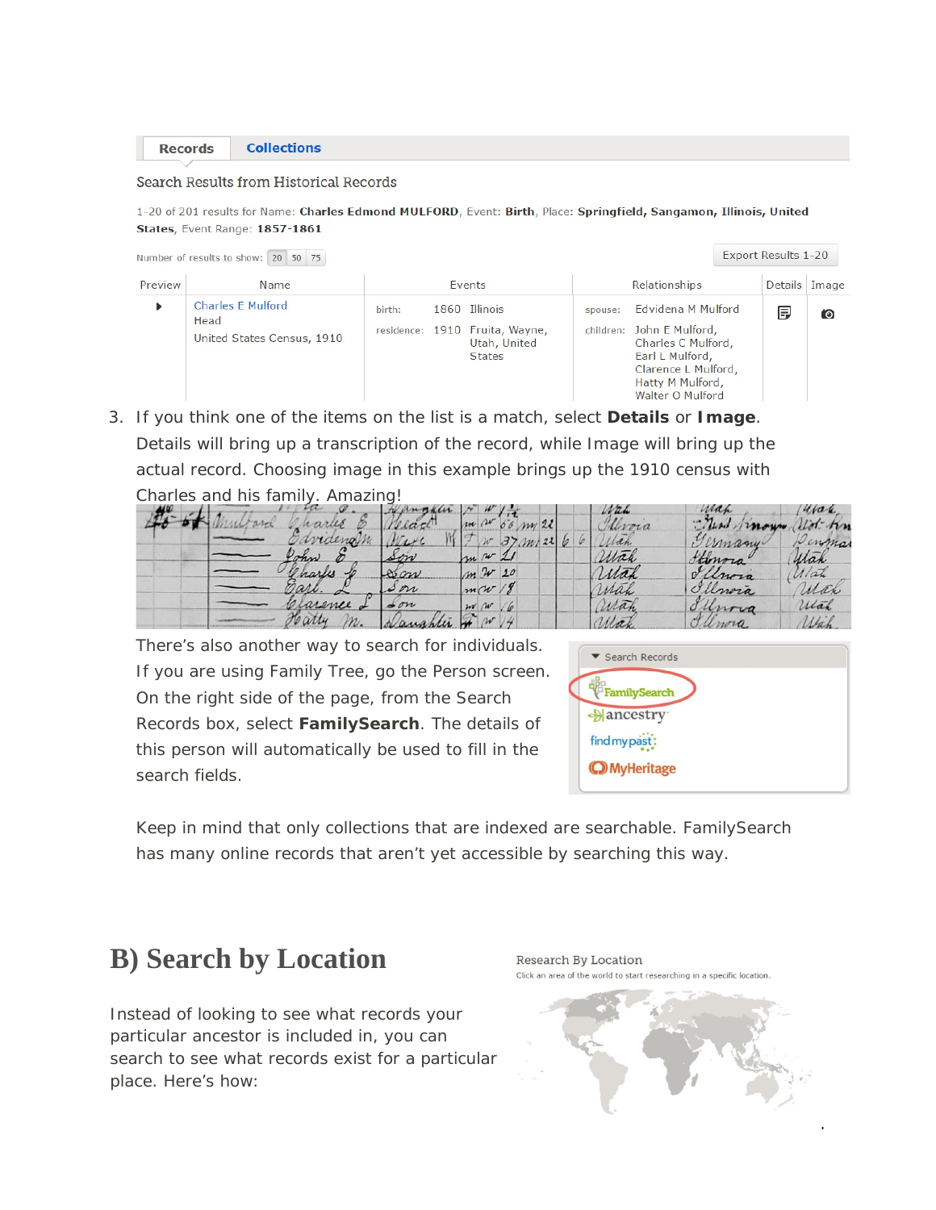Records | Collections

Search Results from Historical Records

1-20 of 201 results for Name: **Charles Edmond MULFORD**, Event: **Birth**, Place: **Springfield, Sangamon, Illinois, United States**, Event Range: **1857-1861**

Number of results to show: 20 50 75

Export Results 1-20

| Preview | Name | Events | Relationships | Details | Image |
|---|---|---|---|---|---|
| ▶ | Charles E Mulford<br>Head<br>United States Census, 1910 | birth: 1860 Illinois<br>residence: 1910 Fruita, Wayne, Utah, United States | spouse: Edvidena M Mulford<br>children: John E Mulford, Charles C Mulford, Earl L Mulford, Clarence L Mulford, Hatty M Mulford, Walter O Mulford | | |

3. If you think one of the items on the list is a match, select **Details** or **Image**. Details will bring up a transcription of the record, while Image will bring up the actual record. Choosing image in this example brings up the 1910 census with Charles and his family. Amazing!

There's also another way to search for individuals. If you are using Family Tree, go the Person screen. On the right side of the page, from the Search Records box, select **FamilySearch**. The details of this person will automatically be used to fill in the search fields.

Search Records
- FamilySearch
- ancestry
- findmypast
- MyHeritage

Keep in mind that only collections that are indexed are searchable. FamilySearch has many online records that aren't yet accessible by searching this way.

## B) Search by Location

Instead of looking to see what records your particular ancestor is included in, you can search to see what records exist for a particular place. Here's how:

Research By Location

Click an area of the world to start researching in a specific location.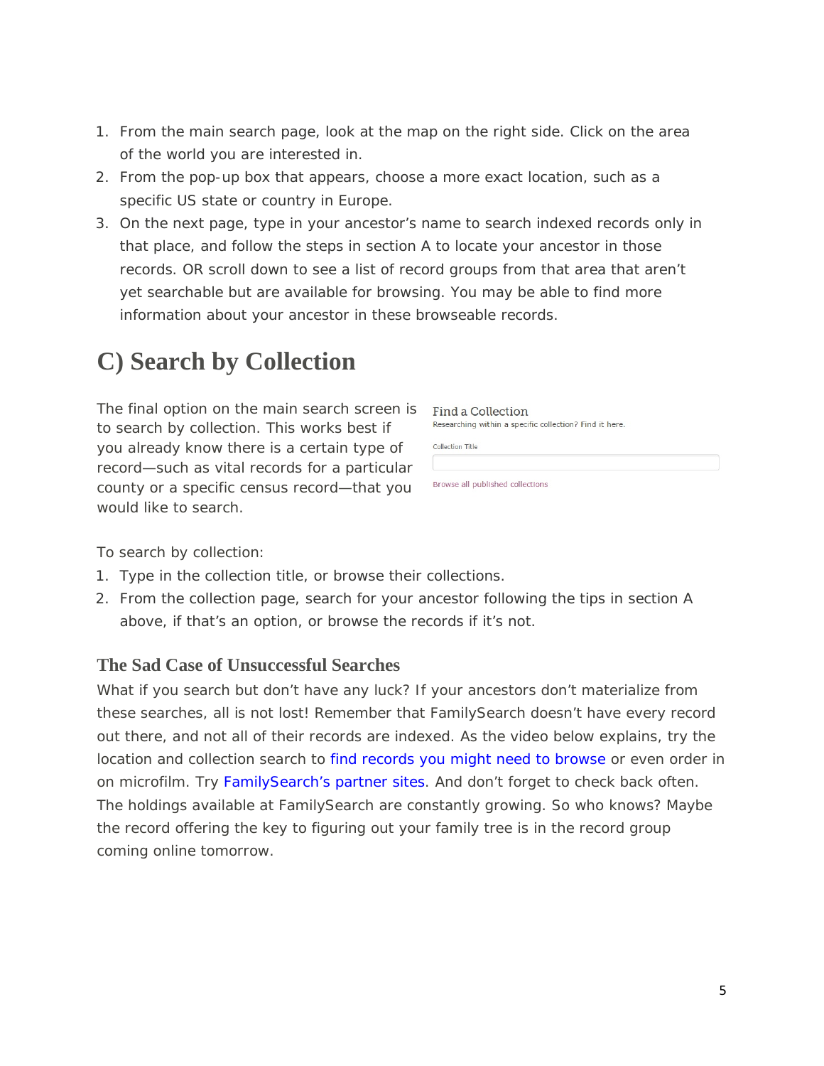1. From the main search page, look at the map on the right side. Click on the area of the world you are interested in.
2. From the pop-up box that appears, choose a more exact location, such as a specific US state or country in Europe.
3. On the next page, type in your ancestor's name to search indexed records only in that place, and follow the steps in section A to locate your ancestor in those records. OR scroll down to see a list of record groups from that area that aren't yet searchable but are available for browsing. You may be able to find more information about your ancestor in these browseable records.

## C) Search by Collection

The final option on the main search screen is to search by collection. This works best if you already know there is a certain type of record—such as vital records for a particular county or a specific census record—that you would like to search.

Find a Collection

Researching within a specific collection? Find it here.

Collection Title

Browse all published collections

To search by collection:

1. Type in the collection title, or browse their collections.
2. From the collection page, search for your ancestor following the tips in section A above, if that's an option, or browse the records if it's not.

### The Sad Case of Unsuccessful Searches

What if you search but don't have any luck? If your ancestors don't materialize from these searches, all is not lost! Remember that FamilySearch doesn't have every record out there, and not all of their records are indexed. As the video below explains, try the location and collection search to find records you might need to browse or even order in on microfilm. Try FamilySearch's partner sites. And don't forget to check back often. The holdings available at FamilySearch are constantly growing. So who knows? Maybe the record offering the key to figuring out your family tree is in the record group coming online tomorrow.